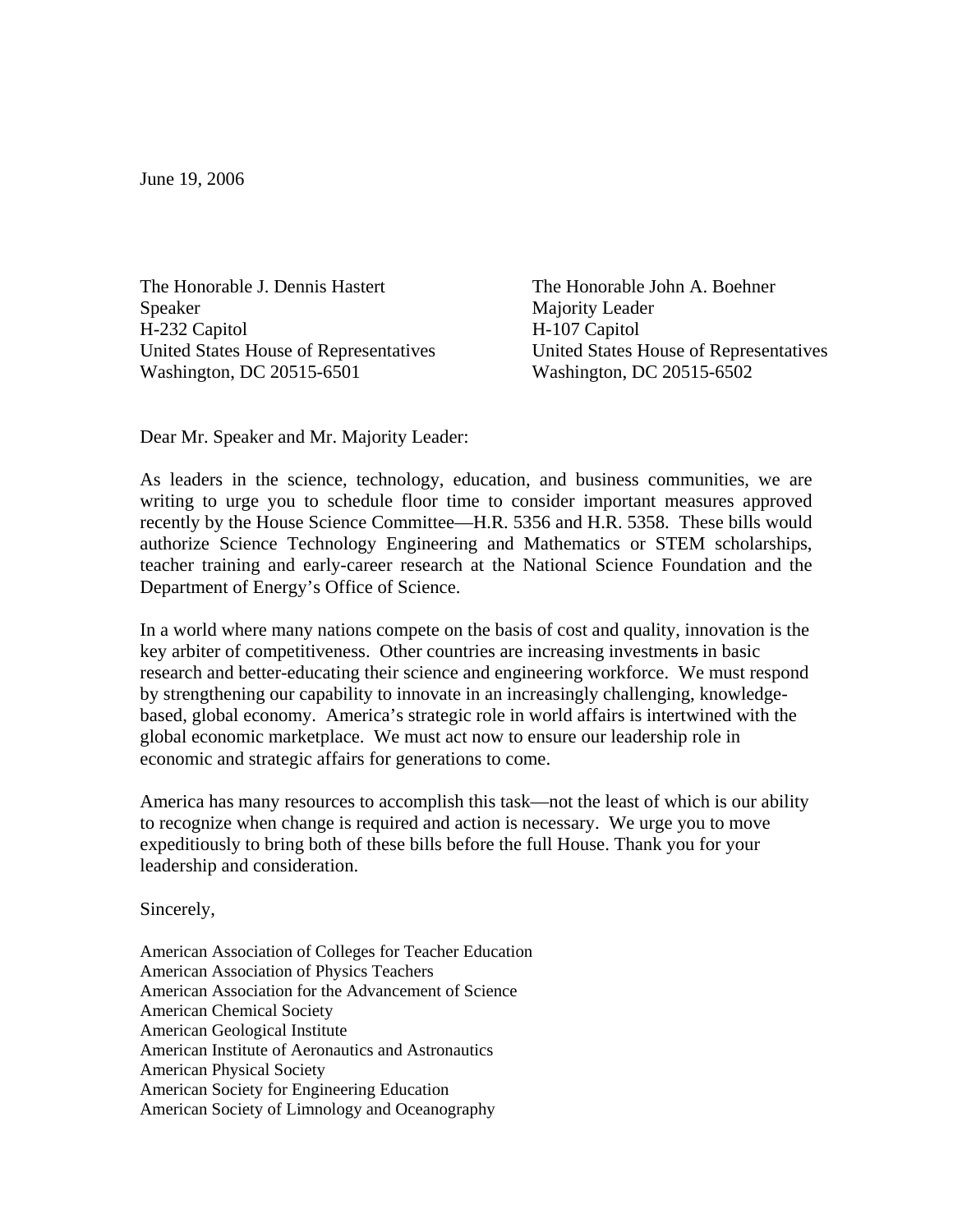June 19, 2006

The Honorable J. Dennis Hastert
Speaker
H-232 Capitol
United States House of Representatives
Washington, DC 20515-6501

The Honorable John A. Boehner
Majority Leader
H-107 Capitol
United States House of Representatives
Washington, DC 20515-6502

Dear Mr. Speaker and Mr. Majority Leader:

As leaders in the science, technology, education, and business communities, we are writing to urge you to schedule floor time to consider important measures approved recently by the House Science Committee—H.R. 5356 and H.R. 5358. These bills would authorize Science Technology Engineering and Mathematics or STEM scholarships, teacher training and early-career research at the National Science Foundation and the Department of Energy's Office of Science.

In a world where many nations compete on the basis of cost and quality, innovation is the key arbiter of competitiveness. Other countries are increasing investments in basic research and better-educating their science and engineering workforce. We must respond by strengthening our capability to innovate in an increasingly challenging, knowledge-based, global economy. America's strategic role in world affairs is intertwined with the global economic marketplace. We must act now to ensure our leadership role in economic and strategic affairs for generations to come.

America has many resources to accomplish this task—not the least of which is our ability to recognize when change is required and action is necessary. We urge you to move expeditiously to bring both of these bills before the full House. Thank you for your leadership and consideration.

Sincerely,

American Association of Colleges for Teacher Education
American Association of Physics Teachers
American Association for the Advancement of Science
American Chemical Society
American Geological Institute
American Institute of Aeronautics and Astronautics
American Physical Society
American Society for Engineering Education
American Society of Limnology and Oceanography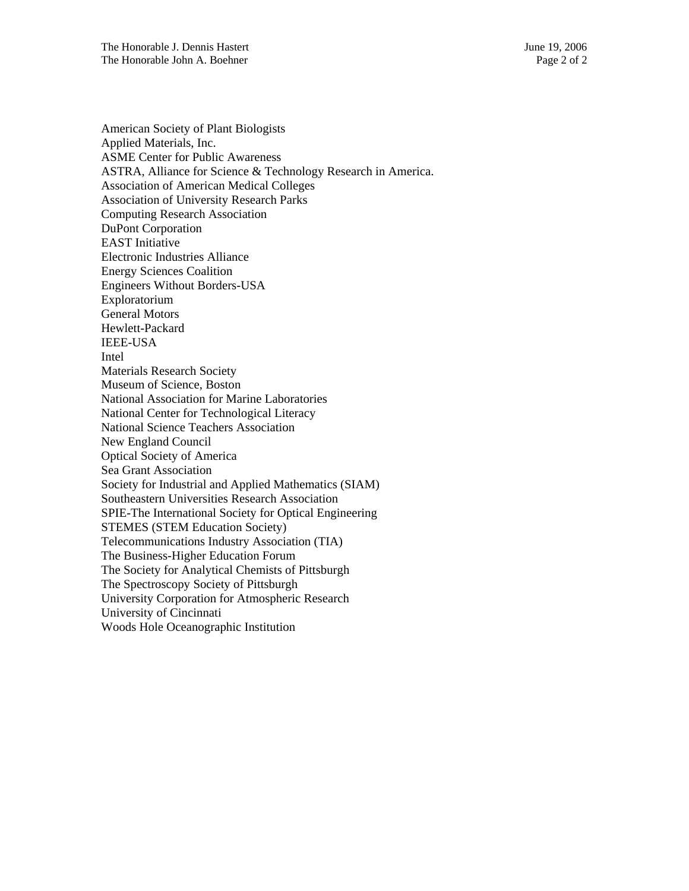American Society of Plant Biologists
Applied Materials, Inc.
ASME Center for Public Awareness
ASTRA, Alliance for Science & Technology Research in America.
Association of American Medical Colleges
Association of University Research Parks
Computing Research Association
DuPont Corporation
EAST Initiative
Electronic Industries Alliance
Energy Sciences Coalition
Engineers Without Borders-USA
Exploratorium
General Motors
Hewlett-Packard
IEEE-USA
Intel
Materials Research Society
Museum of Science, Boston
National Association for Marine Laboratories
National Center for Technological Literacy
National Science Teachers Association
New England Council
Optical Society of America
Sea Grant Association
Society for Industrial and Applied Mathematics (SIAM)
Southeastern Universities Research Association
SPIE-The International Society for Optical Engineering
STEMES (STEM Education Society)
Telecommunications Industry Association (TIA)
The Business-Higher Education Forum
The Society for Analytical Chemists of Pittsburgh
The Spectroscopy Society of Pittsburgh
University Corporation for Atmospheric Research
University of Cincinnati
Woods Hole Oceanographic Institution